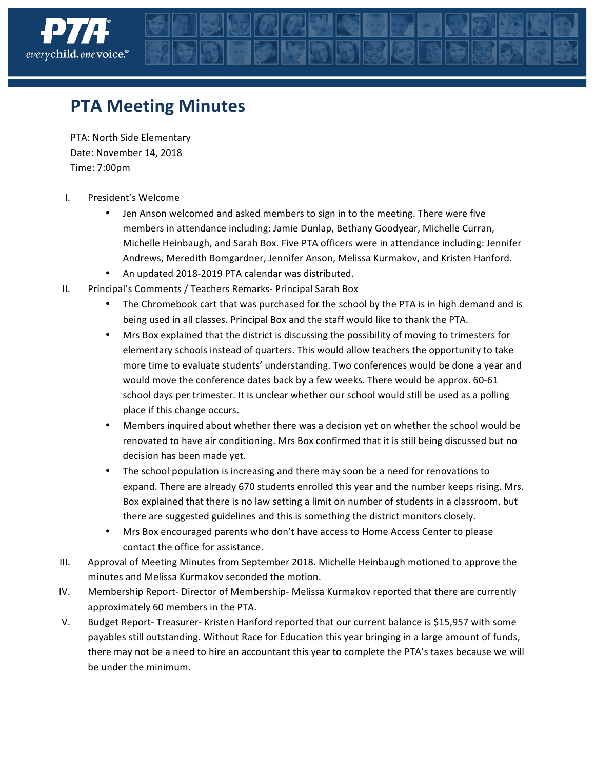# PTA Meeting Minutes

PTA: North Side Elementary
Date: November 14, 2018
Time: 7:00pm

I. President's Welcome
   - Jen Anson welcomed and asked members to sign in to the meeting. There were five members in attendance including: Jamie Dunlap, Bethany Goodyear, Michelle Curran, Michelle Heinbaugh, and Sarah Box. Five PTA officers were in attendance including: Jennifer Andrews, Meredith Bomgardner, Jennifer Anson, Melissa Kurmakov, and Kristen Hanford.
   - An updated 2018-2019 PTA calendar was distributed.

II. Principal's Comments / Teachers Remarks- Principal Sarah Box
   - The Chromebook cart that was purchased for the school by the PTA is in high demand and is being used in all classes. Principal Box and the staff would like to thank the PTA.
   - Mrs Box explained that the district is discussing the possibility of moving to trimesters for elementary schools instead of quarters. This would allow teachers the opportunity to take more time to evaluate students' understanding. Two conferences would be done a year and would move the conference dates back by a few weeks. There would be approx. 60-61 school days per trimester. It is unclear whether our school would still be used as a polling place if this change occurs.
   - Members inquired about whether there was a decision yet on whether the school would be renovated to have air conditioning. Mrs Box confirmed that it is still being discussed but no decision has been made yet.
   - The school population is increasing and there may soon be a need for renovations to expand. There are already 670 students enrolled this year and the number keeps rising. Mrs. Box explained that there is no law setting a limit on number of students in a classroom, but there are suggested guidelines and this is something the district monitors closely.
   - Mrs Box encouraged parents who don't have access to Home Access Center to please contact the office for assistance.

III. Approval of Meeting Minutes from September 2018. Michelle Heinbaugh motioned to approve the minutes and Melissa Kurmakov seconded the motion.

IV. Membership Report- Director of Membership- Melissa Kurmakov reported that there are currently approximately 60 members in the PTA.

V. Budget Report- Treasurer- Kristen Hanford reported that our current balance is $15,957 with some payables still outstanding. Without Race for Education this year bringing in a large amount of funds, there may not be a need to hire an accountant this year to complete the PTA's taxes because we will be under the minimum.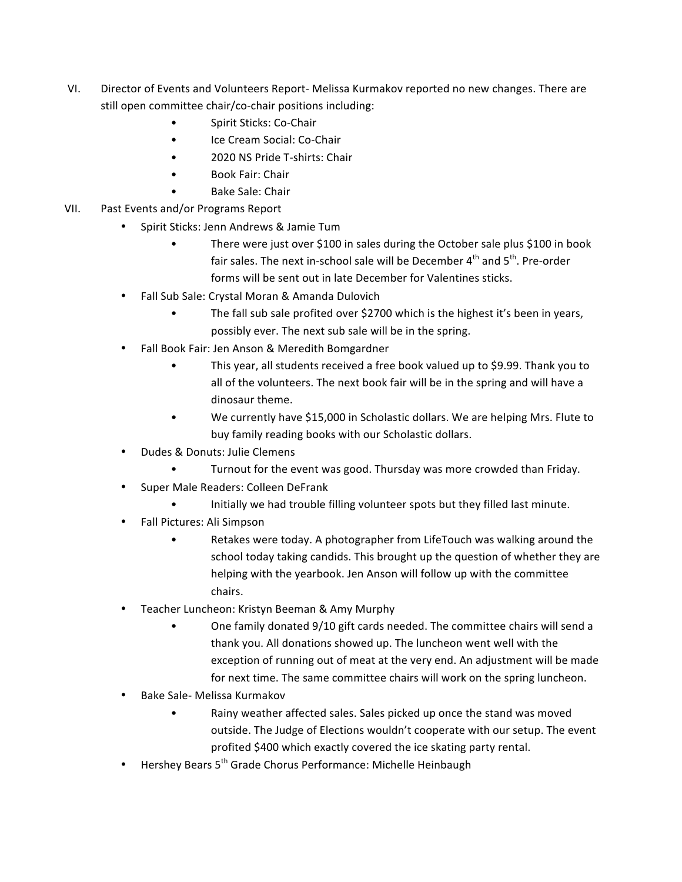VI. Director of Events and Volunteers Report- Melissa Kurmakov reported no new changes. There are still open committee chair/co-chair positions including:
   - Spirit Sticks: Co-Chair
   - Ice Cream Social: Co-Chair
   - 2020 NS Pride T-shirts: Chair
   - Book Fair: Chair
   - Bake Sale: Chair

VII. Past Events and/or Programs Report
   - Spirit Sticks: Jenn Andrews & Jamie Tum
     - There were just over $100 in sales during the October sale plus $100 in book fair sales. The next in-school sale will be December 4th and 5th. Pre-order forms will be sent out in late December for Valentines sticks.
   - Fall Sub Sale: Crystal Moran & Amanda Dulovich
     - The fall sub sale profited over $2700 which is the highest it's been in years, possibly ever. The next sub sale will be in the spring.
   - Fall Book Fair: Jen Anson & Meredith Bomgardner
     - This year, all students received a free book valued up to $9.99. Thank you to all of the volunteers. The next book fair will be in the spring and will have a dinosaur theme.
     - We currently have $15,000 in Scholastic dollars. We are helping Mrs. Flute to buy family reading books with our Scholastic dollars.
   - Dudes & Donuts: Julie Clemens
     - Turnout for the event was good. Thursday was more crowded than Friday.
   - Super Male Readers: Colleen DeFrank
     - Initially we had trouble filling volunteer spots but they filled last minute.
   - Fall Pictures: Ali Simpson
     - Retakes were today. A photographer from LifeTouch was walking around the school today taking candids. This brought up the question of whether they are helping with the yearbook. Jen Anson will follow up with the committee chairs.
   - Teacher Luncheon: Kristyn Beeman & Amy Murphy
     - One family donated 9/10 gift cards needed. The committee chairs will send a thank you. All donations showed up. The luncheon went well with the exception of running out of meat at the very end. An adjustment will be made for next time. The same committee chairs will work on the spring luncheon.
   - Bake Sale- Melissa Kurmakov
     - Rainy weather affected sales. Sales picked up once the stand was moved outside. The Judge of Elections wouldn't cooperate with our setup. The event profited $400 which exactly covered the ice skating party rental.
   - Hershey Bears 5th Grade Chorus Performance: Michelle Heinbaugh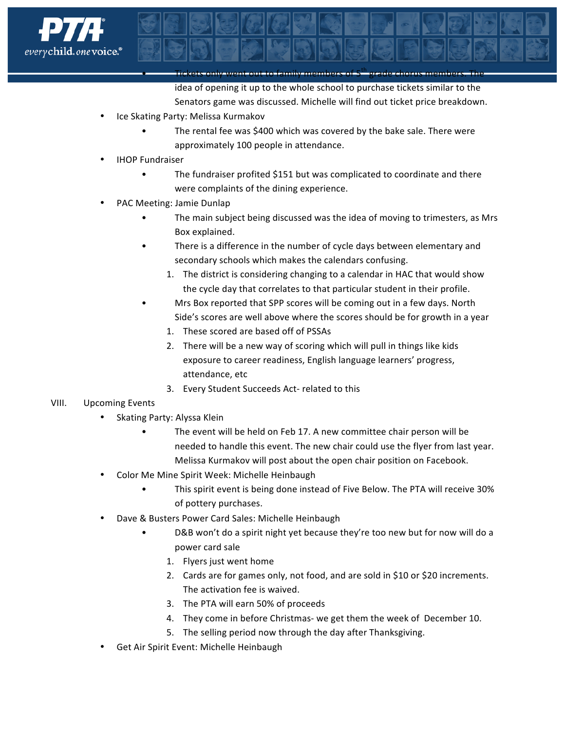- Tickets only went out to family members of 5th grade chorus members. The idea of opening it up to the whole school to purchase tickets similar to the Senators game was discussed. Michelle will find out ticket price breakdown.
- Ice Skating Party: Melissa Kurmakov
    - The rental fee was $400 which was covered by the bake sale. There were approximately 100 people in attendance.
- IHOP Fundraiser
    - The fundraiser profited $151 but was complicated to coordinate and there were complaints of the dining experience.
- PAC Meeting: Jamie Dunlap
    - The main subject being discussed was the idea of moving to trimesters, as Mrs Box explained.
    - There is a difference in the number of cycle days between elementary and secondary schools which makes the calendars confusing.
        1. The district is considering changing to a calendar in HAC that would show the cycle day that correlates to that particular student in their profile.
    - Mrs Box reported that SPP scores will be coming out in a few days. North Side's scores are well above where the scores should be for growth in a year
        1. These scored are based off of PSSAs
        2. There will be a new way of scoring which will pull in things like kids exposure to career readiness, English language learners' progress, attendance, etc
        3. Every Student Succeeds Act- related to this

VIII. Upcoming Events

- Skating Party: Alyssa Klein
    - The event will be held on Feb 17. A new committee chair person will be needed to handle this event. The new chair could use the flyer from last year. Melissa Kurmakov will post about the open chair position on Facebook.
- Color Me Mine Spirit Week: Michelle Heinbaugh
    - This spirit event is being done instead of Five Below. The PTA will receive 30% of pottery purchases.
- Dave & Busters Power Card Sales: Michelle Heinbaugh
    - D&B won't do a spirit night yet because they're too new but for now will do a power card sale
        1. Flyers just went home
        2. Cards are for games only, not food, and are sold in $10 or $20 increments. The activation fee is waived.
        3. The PTA will earn 50% of proceeds
        4. They come in before Christmas- we get them the week of December 10.
        5. The selling period now through the day after Thanksgiving.
- Get Air Spirit Event: Michelle Heinbaugh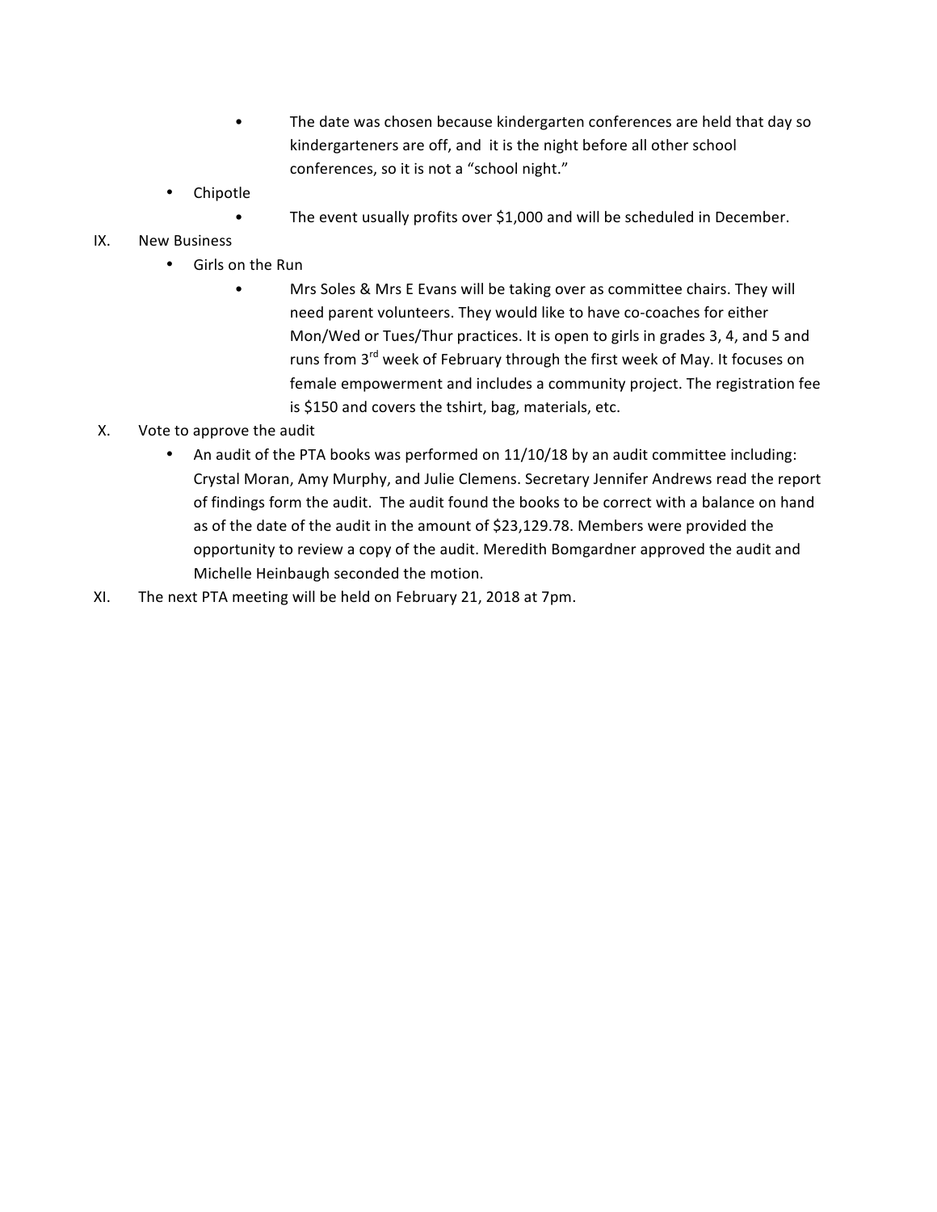- The date was chosen because kindergarten conferences are held that day so kindergarteners are off, and it is the night before all other school conferences, so it is not a "school night."
- Chipotle
    - The event usually profits over $1,000 and will be scheduled in December.

IX. New Business

- Girls on the Run
    - Mrs Soles & Mrs E Evans will be taking over as committee chairs. They will need parent volunteers. They would like to have co-coaches for either Mon/Wed or Tues/Thur practices. It is open to girls in grades 3, 4, and 5 and runs from 3rd week of February through the first week of May. It focuses on female empowerment and includes a community project. The registration fee is $150 and covers the tshirt, bag, materials, etc.

X. Vote to approve the audit

- An audit of the PTA books was performed on 11/10/18 by an audit committee including: Crystal Moran, Amy Murphy, and Julie Clemens. Secretary Jennifer Andrews read the report of findings form the audit. The audit found the books to be correct with a balance on hand as of the date of the audit in the amount of $23,129.78. Members were provided the opportunity to review a copy of the audit. Meredith Bomgardner approved the audit and Michelle Heinbaugh seconded the motion.

XI. The next PTA meeting will be held on February 21, 2018 at 7pm.